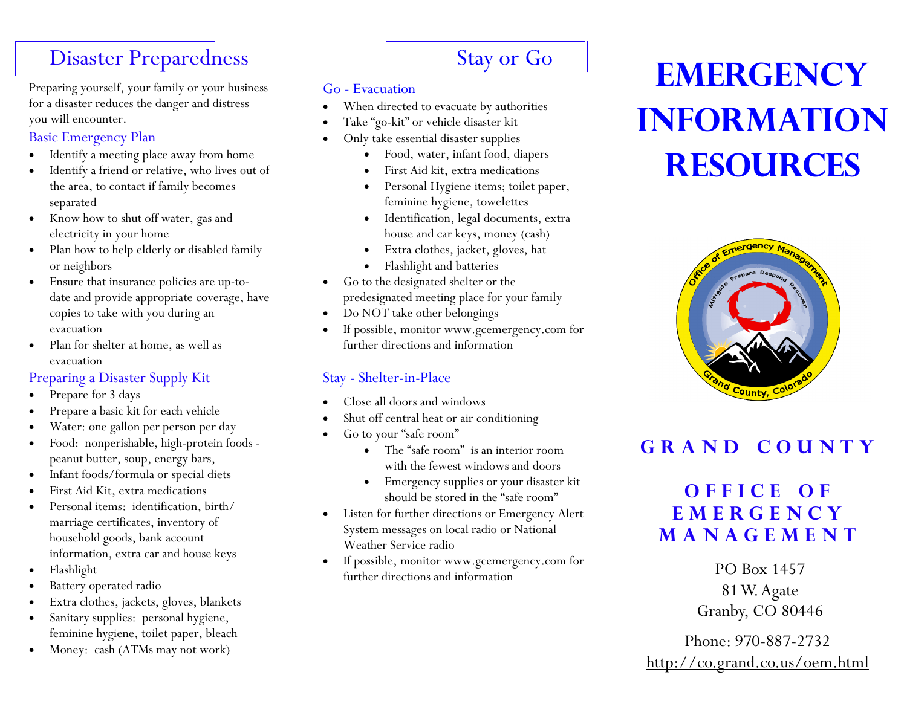## Disaster Preparedness

Preparing yourself, your family or your business for a disaster reduces the danger and distress you will encounter.

### Basic Emergency Plan

- Identify a meeting place away from home
- Identify a friend or relative, who lives out of the area, to contact if family becomes separated
- Know how to shut off water, gas and electricity in your home
- Plan how to help elderly or disabled family or neighbors
- Ensure that insurance policies are up-to-date and provide appropriate coverage, have copies to take with you during an evacuation
- Plan for shelter at home, as well as evacuation

### Preparing a Disaster Supply Kit

- Prepare for 3 days
- Prepare a basic kit for each vehicle
- Water: one gallon per person per day
- Food: nonperishable, high-protein foods - peanut butter, soup, energy bars,
- Infant foods/formula or special diets
- First Aid Kit, extra medications
- Personal items: identification, birth/ marriage certificates, inventory of household goods, bank account information, extra car and house keys
- Flashlight
- Battery operated radio
- Extra clothes, jackets, gloves, blankets
- Sanitary supplies: personal hygiene, feminine hygiene, toilet paper, bleach
- Money: cash (ATMs may not work)

## Stay or Go

### Go - Evacuation

- When directed to evacuate by authorities
- Take "go-kit" or vehicle disaster kit
- Only take essential disaster supplies
  - Food, water, infant food, diapers
  - First Aid kit, extra medications
  - Personal Hygiene items; toilet paper, feminine hygiene, towelettes
  - Identification, legal documents, extra house and car keys, money (cash)
  - Extra clothes, jacket, gloves, hat
  - Flashlight and batteries
- Go to the designated shelter or the predesignated meeting place for your family
- Do NOT take other belongings
- If possible, monitor www.gcemergency.com for further directions and information

### Stay - Shelter-in-Place

- Close all doors and windows
- Shut off central heat or air conditioning
- Go to your "safe room"
  - The "safe room" is an interior room with the fewest windows and doors
  - Emergency supplies or your disaster kit should be stored in the "safe room"
- Listen for further directions or Emergency Alert System messages on local radio or National Weather Service radio
- If possible, monitor www.gcemergency.com for further directions and information

# EMERGENCY INFORMATION RESOURCES

**GRAND COUNTY**

**OFFICE OF EMERGENCY MANAGEMENT**

PO Box 1457
81 W. Agate
Granby, CO 80446

Phone: 970-887-2732
http://co.grand.co.us/oem.html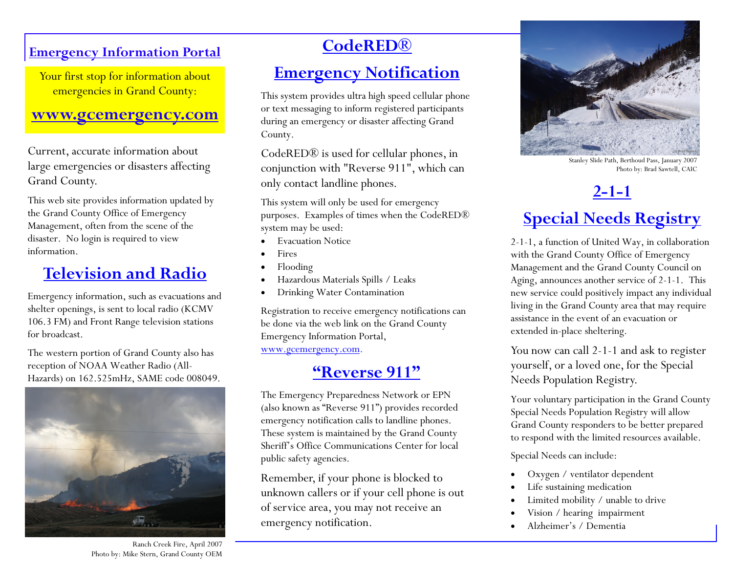## Emergency Information Portal

Your first stop for information about emergencies in Grand County:

**www.gcemergency.com**

Current, accurate information about large emergencies or disasters affecting Grand County.

This web site provides information updated by the Grand County Office of Emergency Management, often from the scene of the disaster. No login is required to view information.

## Television and Radio

Emergency information, such as evacuations and shelter openings, is sent to local radio (KCMV 106.3 FM) and Front Range television stations for broadcast.

The western portion of Grand County also has reception of NOAA Weather Radio (All-Hazards) on 162.525mHz, SAME code 008049.

Ranch Creek Fire, April 2007
Photo by: Mike Stern, Grand County OEM

## CodeRED®

## Emergency Notification

This system provides ultra high speed cellular phone or text messaging to inform registered participants during an emergency or disaster affecting Grand County.

CodeRED® is used for cellular phones, in conjunction with "Reverse 911", which can only contact landline phones.

This system will only be used for emergency purposes. Examples of times when the CodeRED® system may be used:

- Evacuation Notice
- Fires
- Flooding
- Hazardous Materials Spills / Leaks
- Drinking Water Contamination

Registration to receive emergency notifications can be done via the web link on the Grand County Emergency Information Portal, www.gcemergency.com.

## "Reverse 911"

The Emergency Preparedness Network or EPN (also known as "Reverse 911") provides recorded emergency notification calls to landline phones. These system is maintained by the Grand County Sheriff's Office Communications Center for local public safety agencies.

Remember, if your phone is blocked to unknown callers or if your cell phone is out of service area, you may not receive an emergency notification.

Stanley Slide Path, Berthoud Pass, January 2007
Photo by: Brad Sawtell, CAIC

## 2-1-1

## Special Needs Registry

2-1-1, a function of United Way, in collaboration with the Grand County Office of Emergency Management and the Grand County Council on Aging, announces another service of 2-1-1. This new service could positively impact any individual living in the Grand County area that may require assistance in the event of an evacuation or extended in-place sheltering.

You now can call 2-1-1 and ask to register yourself, or a loved one, for the Special Needs Population Registry.

Your voluntary participation in the Grand County Special Needs Population Registry will allow Grand County responders to be better prepared to respond with the limited resources available.

Special Needs can include:

- Oxygen / ventilator dependent
- Life sustaining medication
- Limited mobility / unable to drive
- Vision / hearing impairment
- Alzheimer's / Dementia